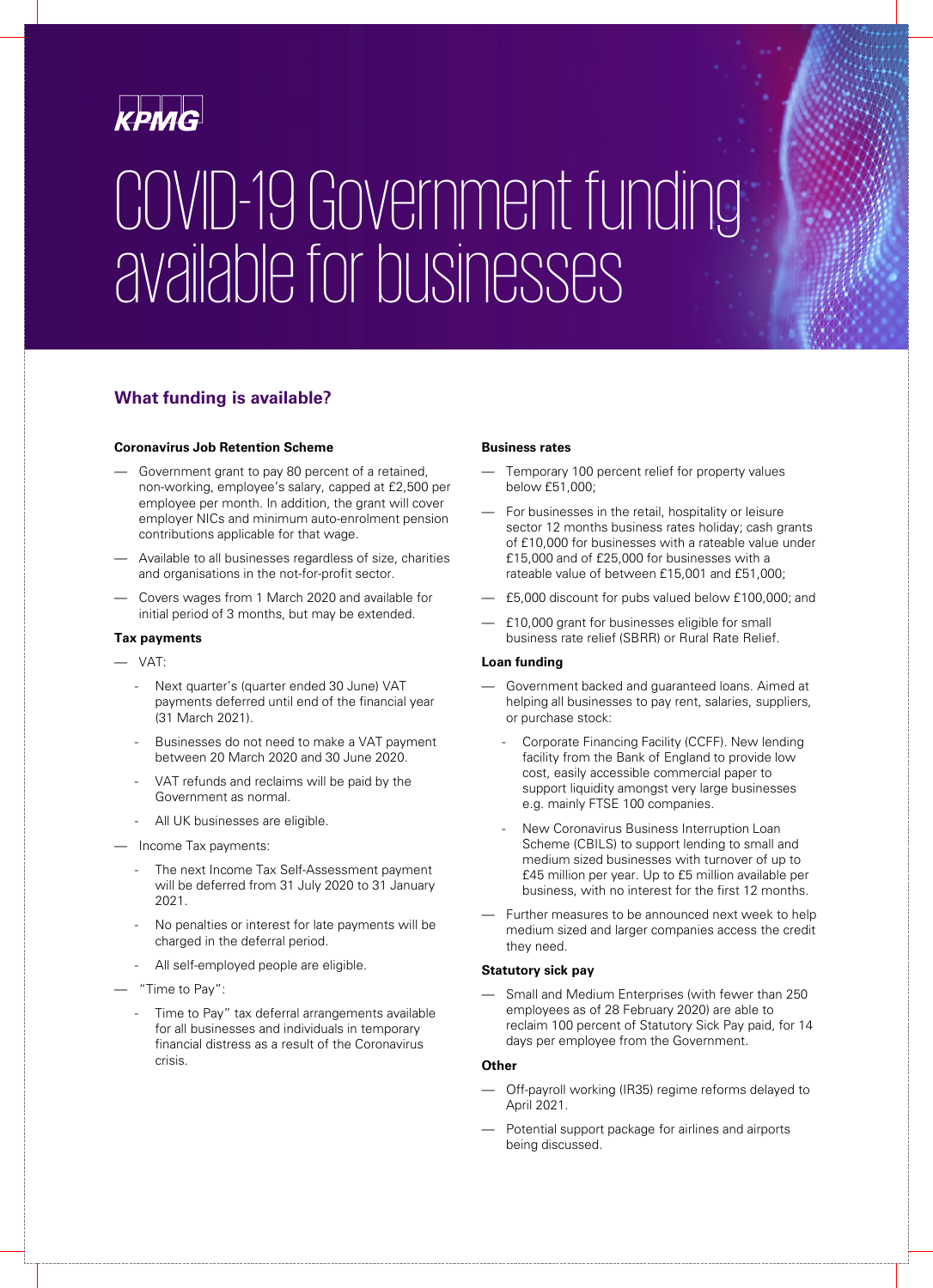KPMG

# COVID-19 Government funding available for businesses

## What funding is available?

### Coronavirus Job Retention Scheme

- Government grant to pay 80 percent of a retained, non-working, employee's salary, capped at £2,500 per employee per month. In addition, the grant will cover employer NICs and minimum auto-enrolment pension contributions applicable for that wage.
- Available to all businesses regardless of size, charities and organisations in the not-for-profit sector.
- Covers wages from 1 March 2020 and available for initial period of 3 months, but may be extended.

### Tax payments

- VAT:
  - Next quarter's (quarter ended 30 June) VAT payments deferred until end of the financial year (31 March 2021).
  - Businesses do not need to make a VAT payment between 20 March 2020 and 30 June 2020.
  - VAT refunds and reclaims will be paid by the Government as normal.
  - All UK businesses are eligible.
- Income Tax payments:
  - The next Income Tax Self-Assessment payment will be deferred from 31 July 2020 to 31 January 2021.
  - No penalties or interest for late payments will be charged in the deferral period.
  - All self-employed people are eligible.
- "Time to Pay":
  - Time to Pay" tax deferral arrangements available for all businesses and individuals in temporary financial distress as a result of the Coronavirus crisis.

### Business rates

- Temporary 100 percent relief for property values below £51,000;
- For businesses in the retail, hospitality or leisure sector 12 months business rates holiday; cash grants of £10,000 for businesses with a rateable value under £15,000 and of £25,000 for businesses with a rateable value of between £15,001 and £51,000;
- £5,000 discount for pubs valued below £100,000; and
- £10,000 grant for businesses eligible for small business rate relief (SBRR) or Rural Rate Relief.

### Loan funding

- Government backed and guaranteed loans. Aimed at helping all businesses to pay rent, salaries, suppliers, or purchase stock:
  - Corporate Financing Facility (CCFF). New lending facility from the Bank of England to provide low cost, easily accessible commercial paper to support liquidity amongst very large businesses e.g. mainly FTSE 100 companies.
  - New Coronavirus Business Interruption Loan Scheme (CBILS) to support lending to small and medium sized businesses with turnover of up to £45 million per year. Up to £5 million available per business, with no interest for the first 12 months.
- Further measures to be announced next week to help medium sized and larger companies access the credit they need.

### Statutory sick pay

- Small and Medium Enterprises (with fewer than 250 employees as of 28 February 2020) are able to reclaim 100 percent of Statutory Sick Pay paid, for 14 days per employee from the Government.

### Other

- Off-payroll working (IR35) regime reforms delayed to April 2021.
- Potential support package for airlines and airports being discussed.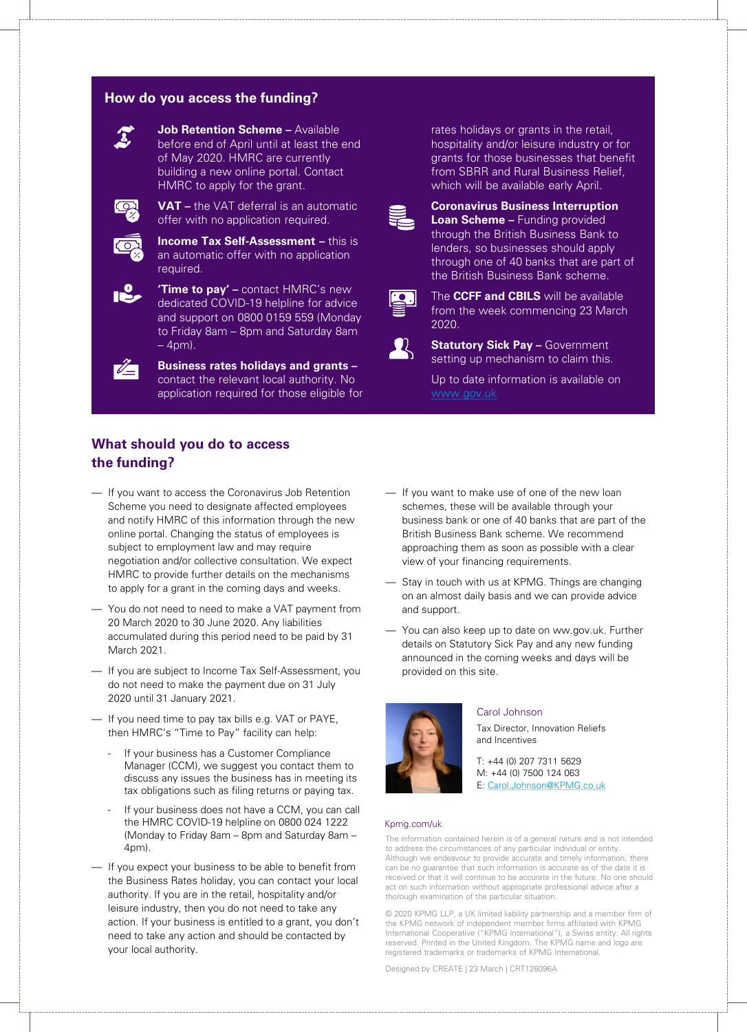## How do you access the funding?

**Job Retention Scheme –** Available before end of April until at least the end of May 2020. HMRC are currently building a new online portal. Contact HMRC to apply for the grant.

**VAT –** the VAT deferral is an automatic offer with no application required.

**Income Tax Self-Assessment –** this is an automatic offer with no application required.

**'Time to pay' –** contact HMRC's new dedicated COVID-19 helpline for advice and support on 0800 0159 559 (Monday to Friday 8am – 8pm and Saturday 8am – 4pm).

**Business rates holidays and grants –** contact the relevant local authority. No application required for those eligible for rates holidays or grants in the retail, hospitality and/or leisure industry or for grants for those businesses that benefit from SBRR and Rural Business Relief, which will be available early April.

**Coronavirus Business Interruption Loan Scheme –** Funding provided through the British Business Bank to lenders, so businesses should apply through one of 40 banks that are part of the British Business Bank scheme.

The **CCFF and CBILS** will be available from the week commencing 23 March 2020.

**Statutory Sick Pay –** Government setting up mechanism to claim this.

Up to date information is available on www.gov.uk

## What should you do to access the funding?

— If you want to access the Coronavirus Job Retention Scheme you need to designate affected employees and notify HMRC of this information through the new online portal. Changing the status of employees is subject to employment law and may require negotiation and/or collective consultation. We expect HMRC to provide further details on the mechanisms to apply for a grant in the coming days and weeks.

— You do not need to need to make a VAT payment from 20 March 2020 to 30 June 2020. Any liabilities accumulated during this period need to be paid by 31 March 2021.

— If you are subject to Income Tax Self-Assessment, you do not need to make the payment due on 31 July 2020 until 31 January 2021.

— If you need time to pay tax bills e.g. VAT or PAYE, then HMRC's "Time to Pay" facility can help:

- If your business has a Customer Compliance Manager (CCM), we suggest you contact them to discuss any issues the business has in meeting its tax obligations such as filing returns or paying tax.
- If your business does not have a CCM, you can call the HMRC COVID-19 helpline on 0800 024 1222 (Monday to Friday 8am – 8pm and Saturday 8am – 4pm).

— If you expect your business to be able to benefit from the Business Rates holiday, you can contact your local authority. If you are in the retail, hospitality and/or leisure industry, then you do not need to take any action. If your business is entitled to a grant, you don't need to take any action and should be contacted by your local authority.

— If you want to make use of one of the new loan schemes, these will be available through your business bank or one of 40 banks that are part of the British Business Bank scheme. We recommend approaching them as soon as possible with a clear view of your financing requirements.

— Stay in touch with us at KPMG. Things are changing on an almost daily basis and we can provide advice and support.

— You can also keep up to date on ww.gov.uk. Further details on Statutory Sick Pay and any new funding announced in the coming weeks and days will be provided on this site.

Carol Johnson

Tax Director, Innovation Reliefs and Incentives

T: +44 (0) 207 7311 5629
M: +44 (0) 7500 124 063
E: Carol.Johnson@KPMG.co.uk

Kpmg.com/uk

The information contained herein is of a general nature and is not intended to address the circumstances of any particular individual or entity. Although we endeavour to provide accurate and timely information, there can be no guarantee that such information is accurate as of the date it is received or that it will continue to be accurate in the future. No one should act on such information without appropriate professional advice after a thorough examination of the particular situation.

© 2020 KPMG LLP, a UK limited liability partnership and a member firm of the KPMG network of independent member firms affiliated with KPMG International Cooperative ("KPMG International"), a Swiss entity. All rights reserved. Printed in the United Kingdom. The KPMG name and logo are registered trademarks or trademarks of KPMG International.

Designed by CREATE | 23 March | CRT126096A